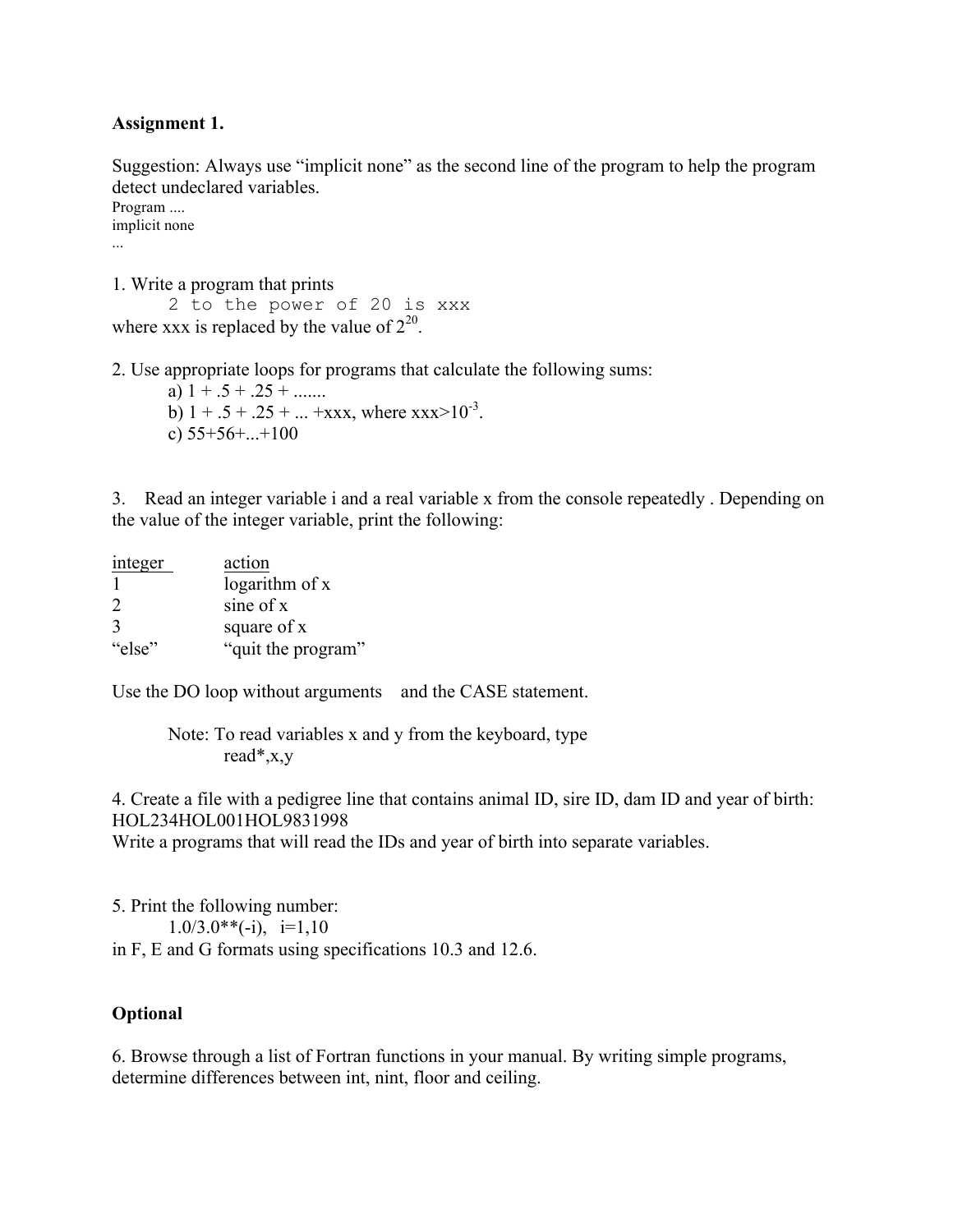**Assignment 1.**

Suggestion: Always use "implicit none" as the second line of the program to help the program detect undeclared variables.

```
Program ....
implicit none
...
```

1. Write a program that prints

```
2 to the power of 20 is xxx
```

where xxx is replaced by the value of $2^{20}$.

2. Use appropriate loops for programs that calculate the following sums:

   a) 1 + .5 + .25 + .......
   
   b) 1 + .5 + .25 + ... +xxx, where xxx>$10^{-3}$.
   
   c) 55+56+...+100

3. Read an integer variable i and a real variable x from the console repeatedly . Depending on the value of the integer variable, print the following:

| integer | action |
|---|---|
| 1 | logarithm of x |
| 2 | sine of x |
| 3 | square of x |
| "else" | "quit the program" |

Use the DO loop without arguments and the CASE statement.

Note: To read variables x and y from the keyboard, type

```
read*,x,y
```

4. Create a file with a pedigree line that contains animal ID, sire ID, dam ID and year of birth:
HOL234HOL001HOL9831998
Write a programs that will read the IDs and year of birth into separate variables.

5. Print the following number:

   1.0/3.0**(-i), i=1,10

in F, E and G formats using specifications 10.3 and 12.6.

**Optional**

6. Browse through a list of Fortran functions in your manual. By writing simple programs, determine differences between int, nint, floor and ceiling.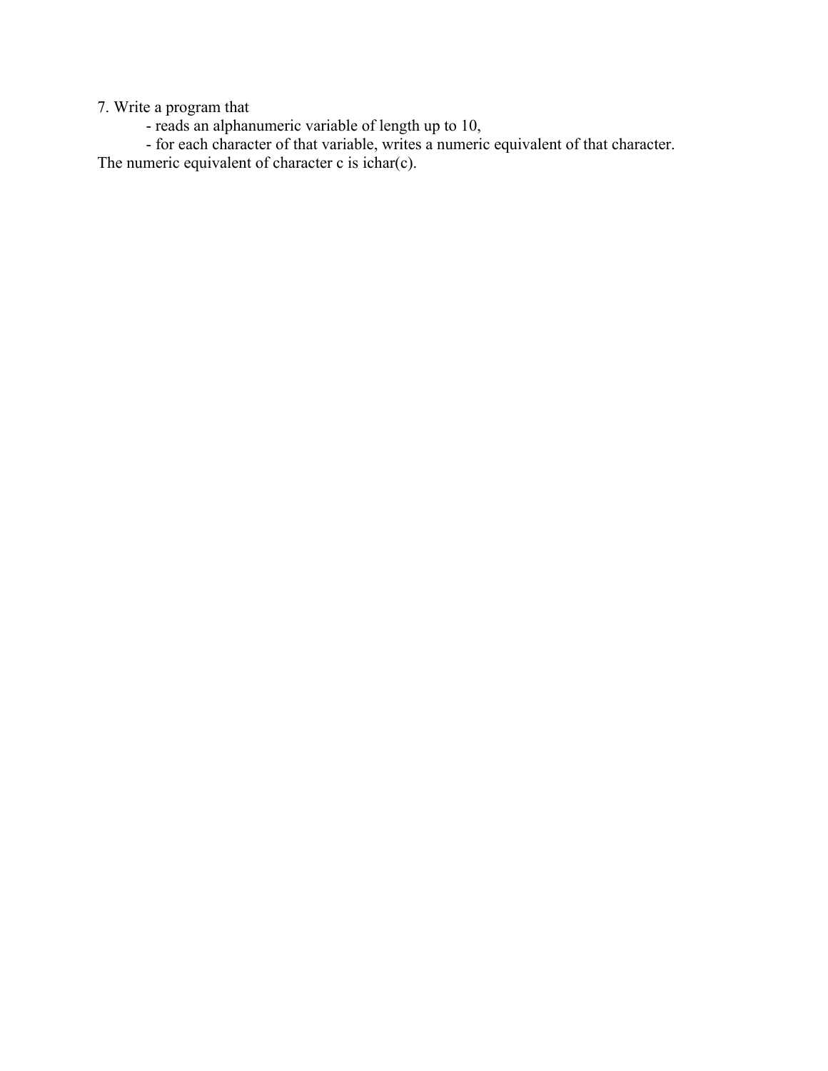7. Write a program that

- reads an alphanumeric variable of length up to 10,
- for each character of that variable, writes a numeric equivalent of that character.

The numeric equivalent of character c is ichar(c).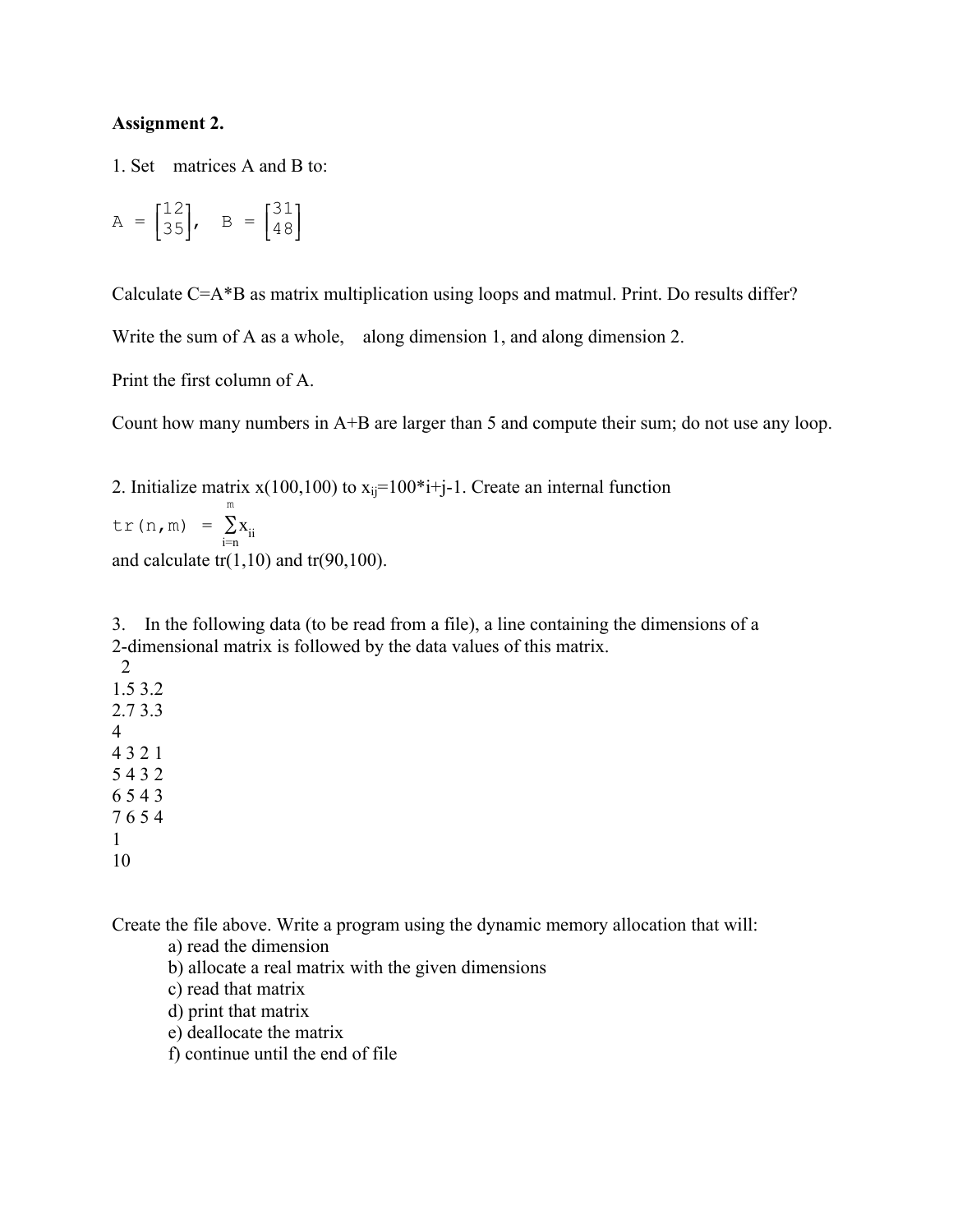**Assignment 2.**

1. Set matrices A and B to:

$$A = \begin{bmatrix} 1 & 2 \\ 3 & 5 \end{bmatrix}, \quad B = \begin{bmatrix} 3 & 1 \\ 4 & 8 \end{bmatrix}$$

Calculate C=A*B as matrix multiplication using loops and matmul. Print. Do results differ?

Write the sum of A as a whole, along dimension 1, and along dimension 2.

Print the first column of A.

Count how many numbers in A+B are larger than 5 and compute their sum; do not use any loop.

2. Initialize matrix x(100,100) to $x_{ij}=100*i+j-1$. Create an internal function

$$tr(n,m) = \sum_{i=n}^{m} x_{ii}$$

and calculate tr(1,10) and tr(90,100).

3. In the following data (to be read from a file), a line containing the dimensions of a 2-dimensional matrix is followed by the data values of this matrix.

```
 2
1.5 3.2
2.7 3.3
4
4 3 2 1
5 4 3 2
6 5 4 3
7 6 5 4
1
10
```

Create the file above. Write a program using the dynamic memory allocation that will:

- a) read the dimension
- b) allocate a real matrix with the given dimensions
- c) read that matrix
- d) print that matrix
- e) deallocate the matrix
- f) continue until the end of file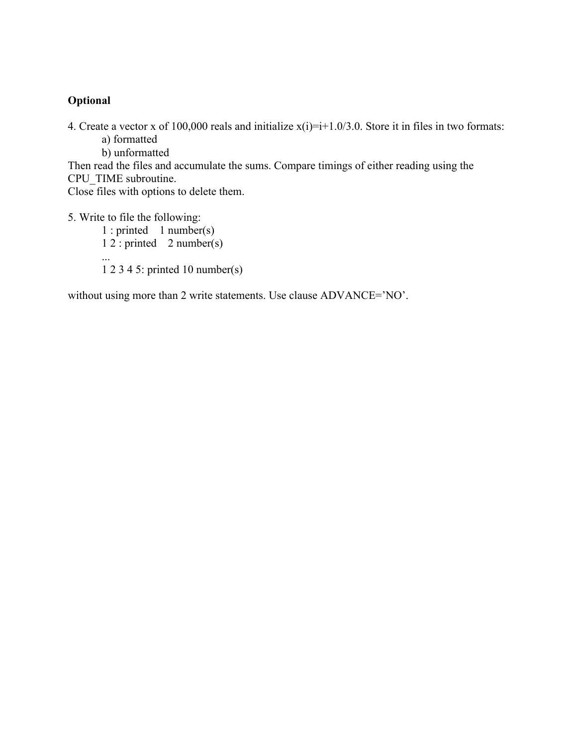**Optional**

4. Create a vector x of 100,000 reals and initialize x(i)=i+1.0/3.0. Store it in files in two formats:
    a) formatted
    b) unformatted

Then read the files and accumulate the sums. Compare timings of either reading using the CPU_TIME subroutine.
Close files with options to delete them.

5. Write to file the following:

    1 : printed    1 number(s)
    1 2 : printed    2 number(s)
    ...
    1 2 3 4 5: printed 10 number(s)

without using more than 2 write statements. Use clause ADVANCE='NO'.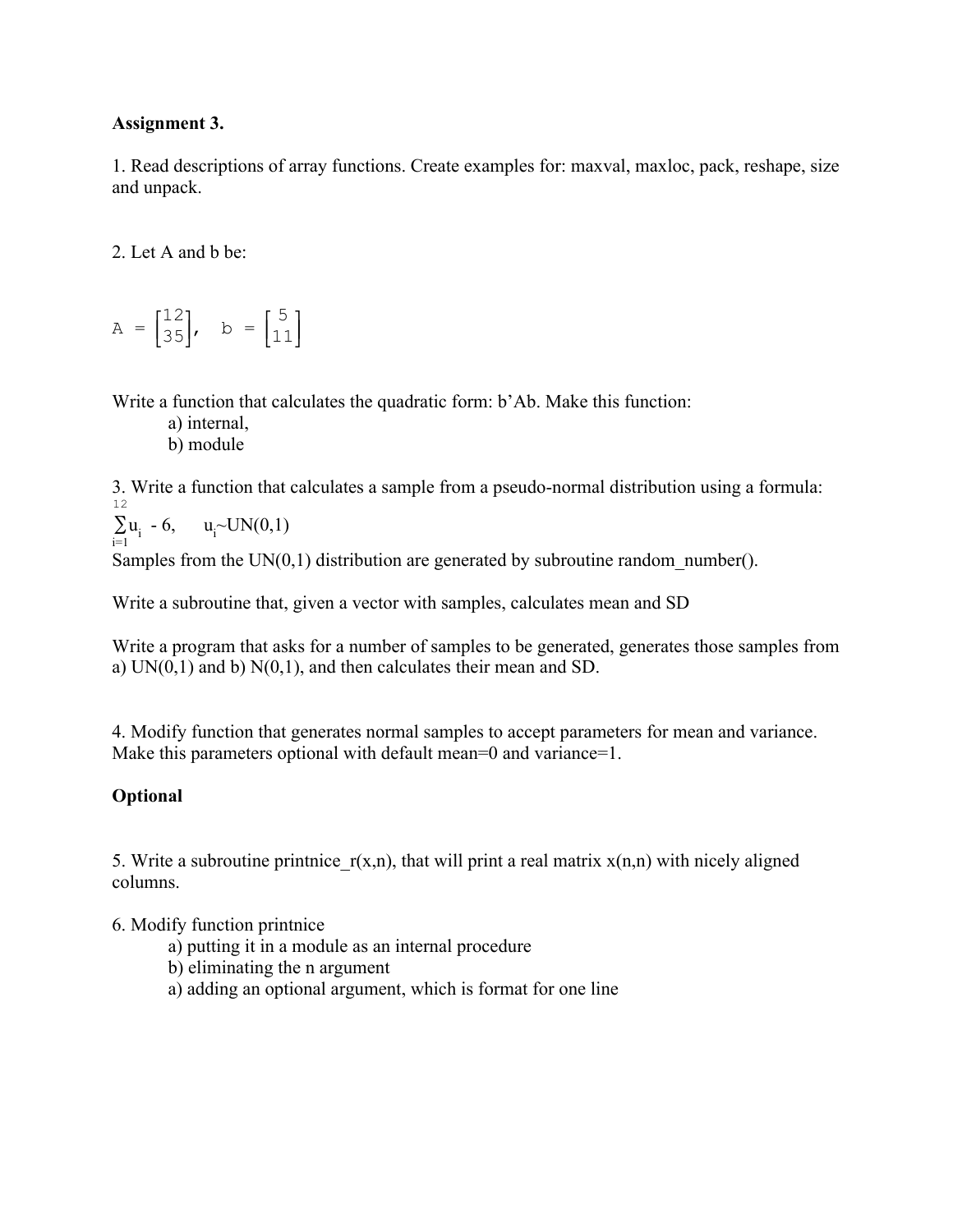**Assignment 3.**

1. Read descriptions of array functions. Create examples for: maxval, maxloc, pack, reshape, size and unpack.

2. Let A and b be:

$$A = \begin{bmatrix} 1 & 2 \\ 3 & 5 \end{bmatrix}, \quad b = \begin{bmatrix} 5 \\ 11 \end{bmatrix}$$

Write a function that calculates the quadratic form: b'Ab. Make this function:

   a) internal,
   b) module

3. Write a function that calculates a sample from a pseudo-normal distribution using a formula:

$$\sum_{i=1}^{12} u_i - 6, \qquad u_i \sim UN(0,1)$$

Samples from the UN(0,1) distribution are generated by subroutine random_number().

Write a subroutine that, given a vector with samples, calculates mean and SD

Write a program that asks for a number of samples to be generated, generates those samples from a) UN(0,1) and b) N(0,1), and then calculates their mean and SD.

4. Modify function that generates normal samples to accept parameters for mean and variance. Make this parameters optional with default mean=0 and variance=1.

**Optional**

5. Write a subroutine printnice_r(x,n), that will print a real matrix x(n,n) with nicely aligned columns.

6. Modify function printnice

   a) putting it in a module as an internal procedure
   b) eliminating the n argument
   a) adding an optional argument, which is format for one line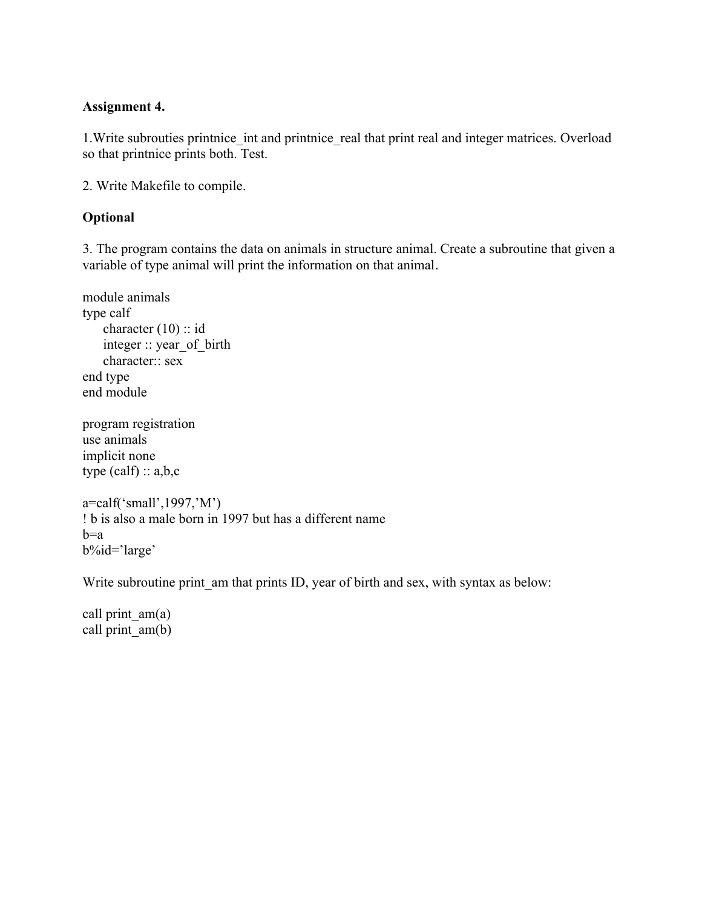**Assignment 4.**

1.Write subrouties printnice_int and printnice_real that print real and integer matrices. Overload so that printnice prints both. Test.

2. Write Makefile to compile.

**Optional**

3. The program contains the data on animals in structure animal. Create a subroutine that given a variable of type animal will print the information on that animal.

```
module animals
type calf
    character (10) :: id
    integer :: year_of_birth
    character:: sex
end type
end module

program registration
use animals
implicit none
type (calf) :: a,b,c

a=calf('small',1997,'M')
! b is also a male born in 1997 but has a different name
b=a
b%id='large'
```

Write subroutine print_am that prints ID, year of birth and sex, with syntax as below:

```
call print_am(a)
call print_am(b)
```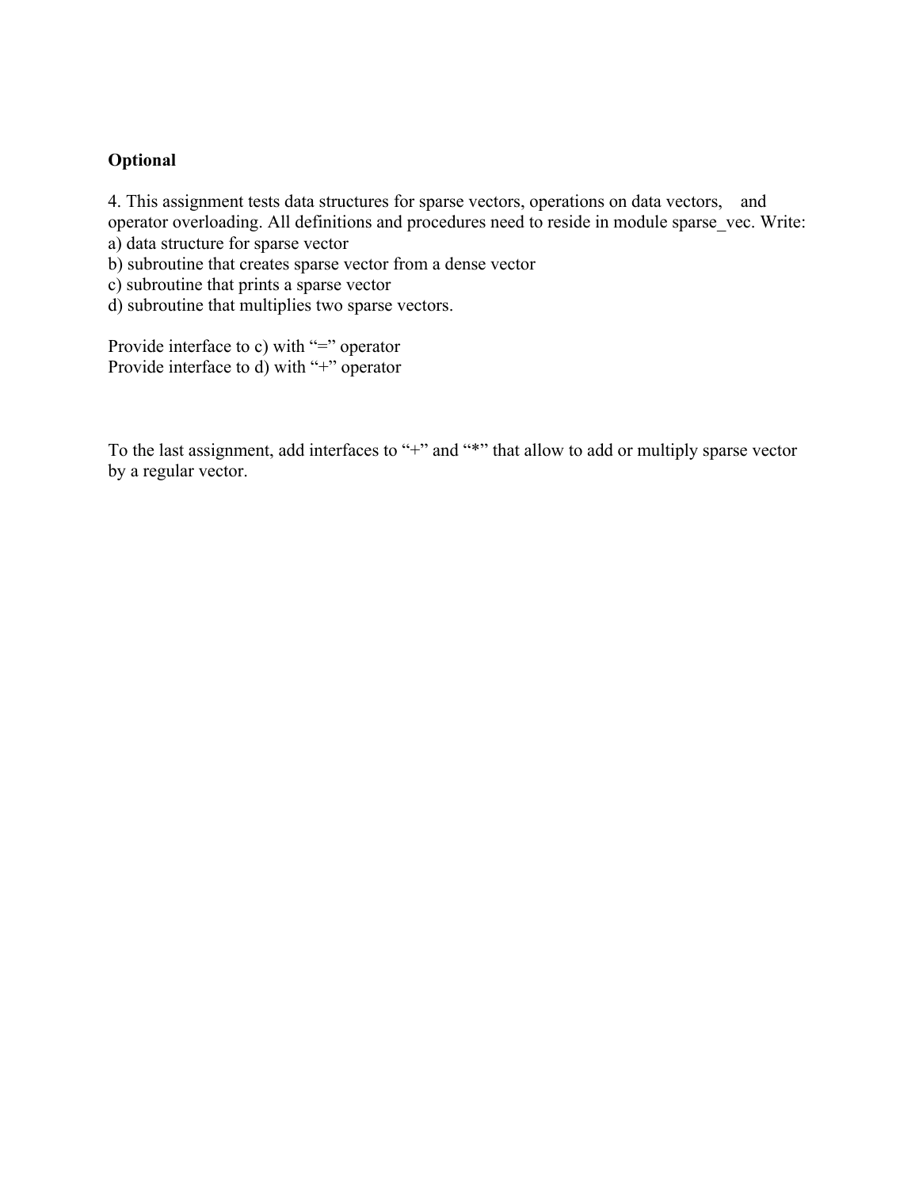**Optional**

4. This assignment tests data structures for sparse vectors, operations on data vectors, and operator overloading. All definitions and procedures need to reside in module sparse_vec. Write:
a) data structure for sparse vector
b) subroutine that creates sparse vector from a dense vector
c) subroutine that prints a sparse vector
d) subroutine that multiplies two sparse vectors.

Provide interface to c) with "=" operator
Provide interface to d) with "+" operator

To the last assignment, add interfaces to "+" and "*" that allow to add or multiply sparse vector by a regular vector.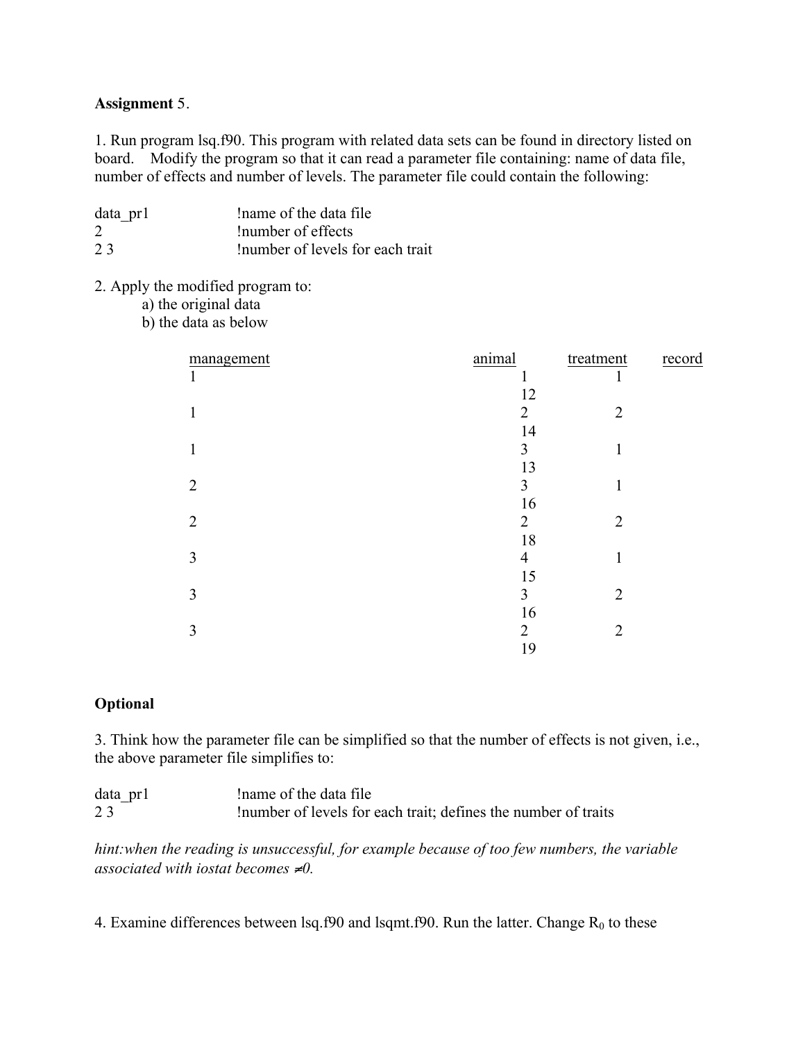**Assignment** 5.

1. Run program lsq.f90. This program with related data sets can be found in directory listed on board. Modify the program so that it can read a parameter file containing: name of data file, number of effects and number of levels. The parameter file could contain the following:

```
data_pr1        !name of the data file
2               !number of effects
2 3             !number of levels for each trait
```

2. Apply the modified program to:
   a) the original data
   b) the data as below

| management | animal | treatment | record |
|---|---|---|---|
| 1 | 1 | 1 | 12 |
| 1 | 2 | 2 | 14 |
| 1 | 3 | 1 | 13 |
| 2 | 3 | 1 | 16 |
| 2 | 2 | 2 | 18 |
| 3 | 4 | 1 | 15 |
| 3 | 3 | 2 | 16 |
| 3 | 2 | 2 | 19 |

**Optional**

3. Think how the parameter file can be simplified so that the number of effects is not given, i.e., the above parameter file simplifies to:

```
data_pr1        !name of the data file
2 3             !number of levels for each trait; defines the number of traits
```

*hint:when the reading is unsuccessful, for example because of too few numbers, the variable associated with iostat becomes ≠0.*

4. Examine differences between lsq.f90 and lsqmt.f90. Run the latter. Change $R_0$ to these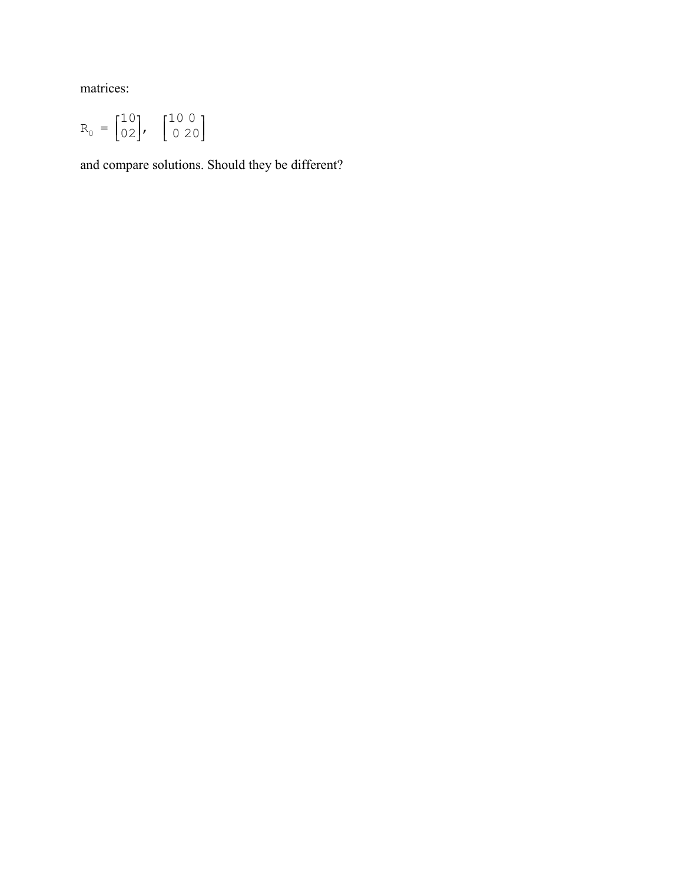matrices:

$$R_0 = \begin{bmatrix} 1 & 0 \\ 0 & 2 \end{bmatrix}, \quad \begin{bmatrix} 10 & 0 \\ 0 & 20 \end{bmatrix}$$

and compare solutions. Should they be different?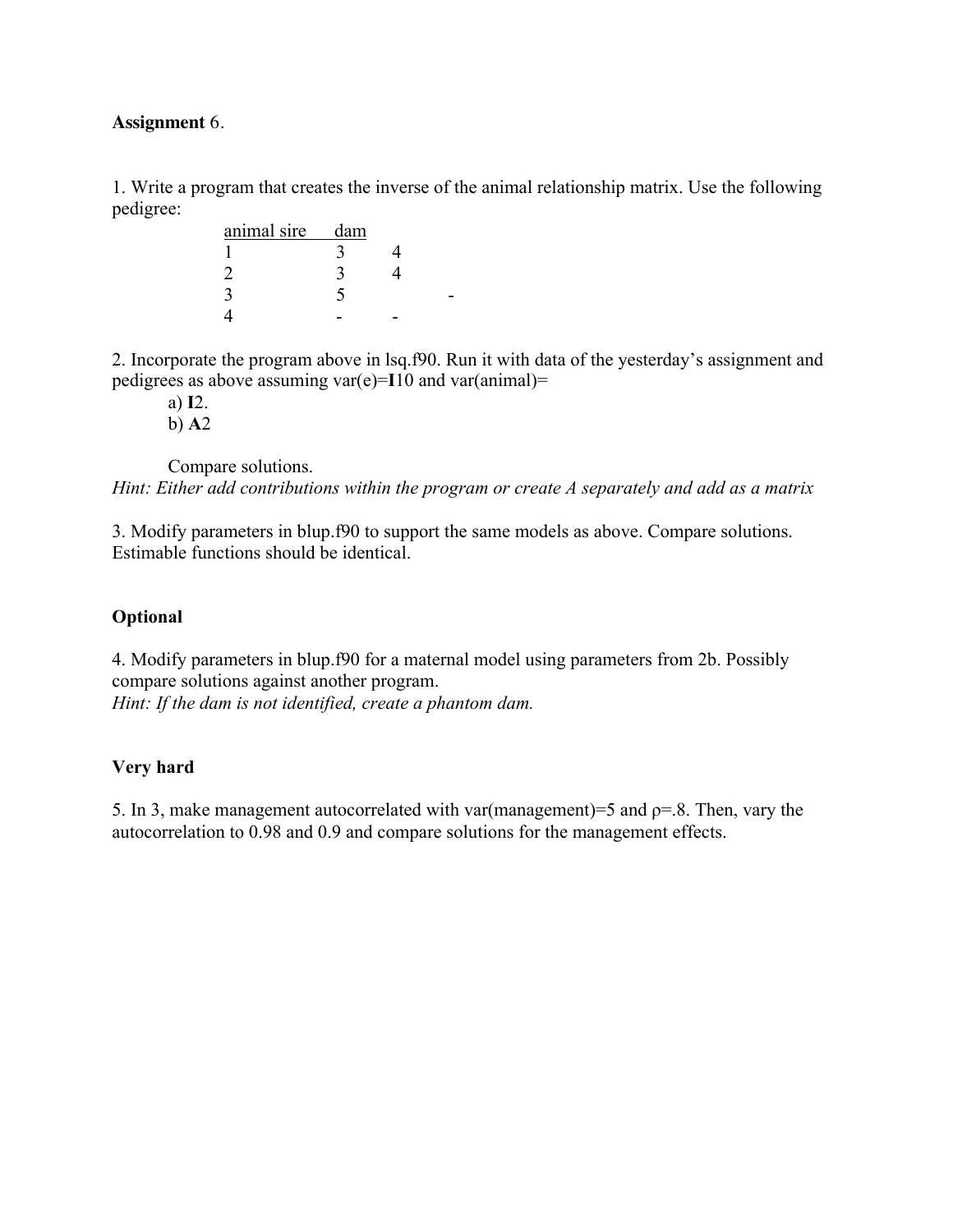**Assignment** 6.

1. Write a program that creates the inverse of the animal relationship matrix. Use the following pedigree:

| animal | sire | dam |
|---|---|---|
| 1 | 3 | 4 |
| 2 | 3 | 4 |
| 3 | 5 | - |
| 4 | - | - |

2. Incorporate the program above in lsq.f90. Run it with data of the yesterday's assignment and pedigrees as above assuming var(e)=**I**10 and var(animal)=

   a) **I**2.

   b) **A**2

   Compare solutions.

*Hint: Either add contributions within the program or create A separately and add as a matrix*

3. Modify parameters in blup.f90 to support the same models as above. Compare solutions. Estimable functions should be identical.

**Optional**

4. Modify parameters in blup.f90 for a maternal model using parameters from 2b. Possibly compare solutions against another program.

*Hint: If the dam is not identified, create a phantom dam.*

**Very hard**

5. In 3, make management autocorrelated with var(management)=5 and $\rho$=.8. Then, vary the autocorrelation to 0.98 and 0.9 and compare solutions for the management effects.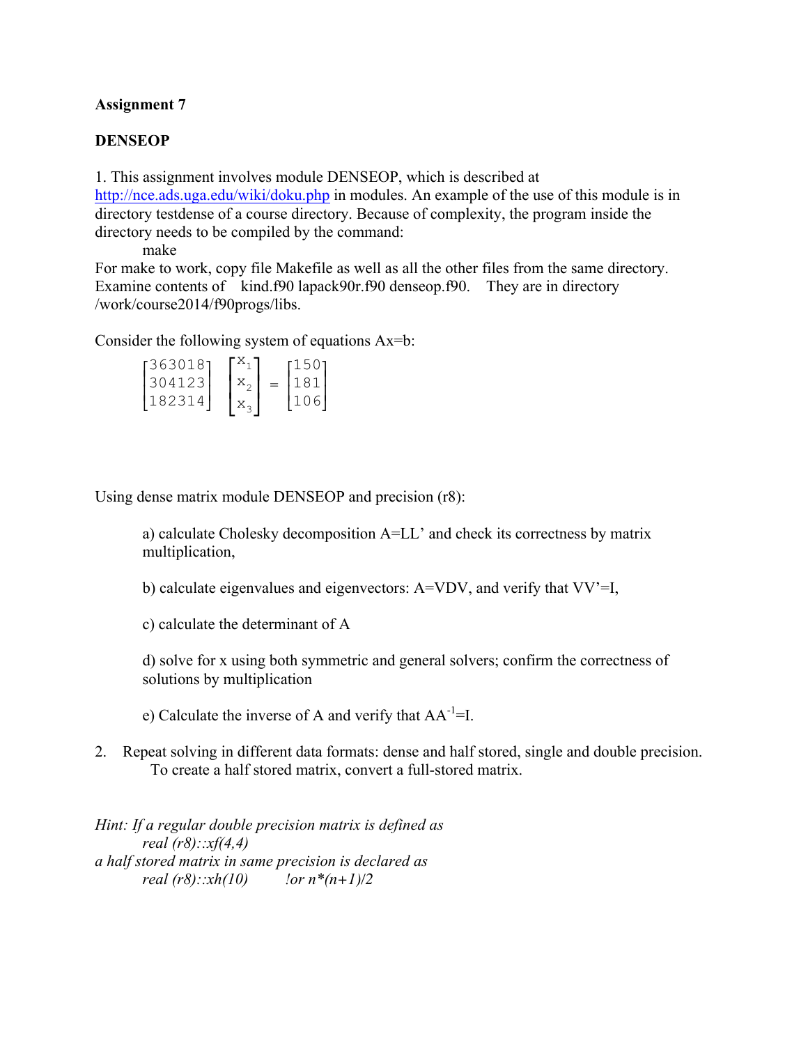**Assignment 7**

**DENSEOP**

1. This assignment involves module DENSEOP, which is described at [http://nce.ads.uga.edu/wiki/doku.php](http://nce.ads.uga.edu/wiki/doku.php) in modules. An example of the use of this module is in directory testdense of a course directory. Because of complexity, the program inside the directory needs to be compiled by the command:

    make

For make to work, copy file Makefile as well as all the other files from the same directory. Examine contents of kind.f90 lapack90r.f90 denseop.f90. They are in directory /work/course2014/f90progs/libs.

Consider the following system of equations Ax=b:

$$\begin{bmatrix} 36 & 30 & 18 \\ 30 & 41 & 23 \\ 18 & 23 & 14 \end{bmatrix} \begin{bmatrix} x_1 \\ x_2 \\ x_3 \end{bmatrix} = \begin{bmatrix} 150 \\ 181 \\ 106 \end{bmatrix}$$

Using dense matrix module DENSEOP and precision (r8):

> a) calculate Cholesky decomposition A=LL' and check its correctness by matrix multiplication,
>
> b) calculate eigenvalues and eigenvectors: A=VDV, and verify that VV'=I,
>
> c) calculate the determinant of A
>
> d) solve for x using both symmetric and general solvers; confirm the correctness of solutions by multiplication
>
> e) Calculate the inverse of A and verify that $AA^{-1}$=I.

2. Repeat solving in different data formats: dense and half stored, single and double precision. To create a half stored matrix, convert a full-stored matrix.

*Hint: If a regular double precision matrix is defined as*

*real (r8)::xf(4,4)*

*a half stored matrix in same precision is declared as*

*real (r8)::xh(10)        !or n\*(n+1)/2*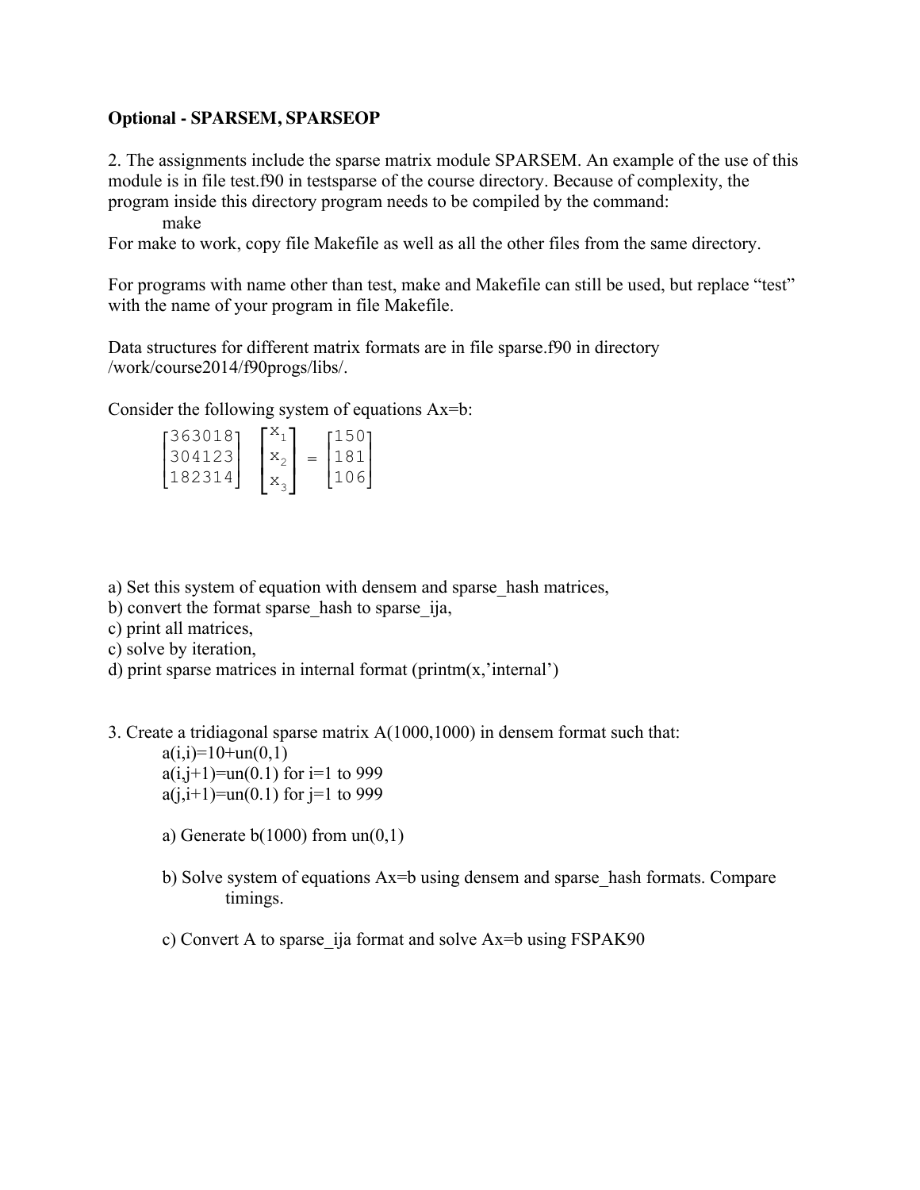**Optional - SPARSEM, SPARSEOP**

2. The assignments include the sparse matrix module SPARSEM. An example of the use of this module is in file test.f90 in testsparse of the course directory. Because of complexity, the program inside this directory program needs to be compiled by the command:

```
make
```

For make to work, copy file Makefile as well as all the other files from the same directory.

For programs with name other than test, make and Makefile can still be used, but replace "test" with the name of your program in file Makefile.

Data structures for different matrix formats are in file sparse.f90 in directory /work/course2014/f90progs/libs/.

Consider the following system of equations Ax=b:

$$\begin{bmatrix} 36 & 30 & 18 \\ 30 & 41 & 23 \\ 18 & 23 & 14 \end{bmatrix} \begin{bmatrix} x_1 \\ x_2 \\ x_3 \end{bmatrix} = \begin{bmatrix} 150 \\ 181 \\ 106 \end{bmatrix}$$

a) Set this system of equation with densem and sparse_hash matrices,
b) convert the format sparse_hash to sparse_ija,
c) print all matrices,
c) solve by iteration,
d) print sparse matrices in internal format (printm(x,'internal')

3. Create a tridiagonal sparse matrix A(1000,1000) in densem format such that:

a(i,i)=10+un(0,1)
a(i,j+1)=un(0.1) for i=1 to 999
a(j,i+1)=un(0.1) for j=1 to 999

a) Generate b(1000) from un(0,1)

b) Solve system of equations Ax=b using densem and sparse_hash formats. Compare timings.

c) Convert A to sparse_ija format and solve Ax=b using FSPAK90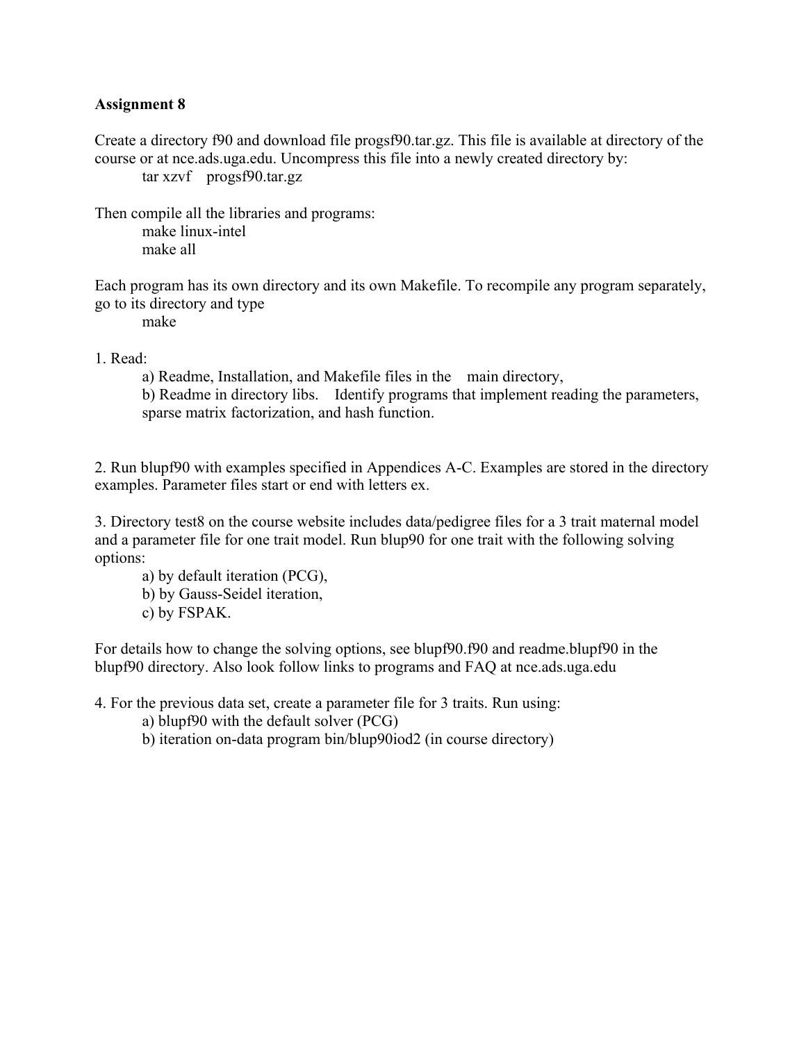## Assignment 8

Create a directory f90 and download file progsf90.tar.gz. This file is available at directory of the course or at nce.ads.uga.edu. Uncompress this file into a newly created directory by:

```
tar xzvf    progsf90.tar.gz
```

Then compile all the libraries and programs:

```
make linux-intel
make all
```

Each program has its own directory and its own Makefile. To recompile any program separately, go to its directory and type

```
make
```

1. Read:
   - a) Readme, Installation, and Makefile files in the main directory,
   - b) Readme in directory libs. Identify programs that implement reading the parameters, sparse matrix factorization, and hash function.

2. Run blupf90 with examples specified in Appendices A-C. Examples are stored in the directory examples. Parameter files start or end with letters ex.

3. Directory test8 on the course website includes data/pedigree files for a 3 trait maternal model and a parameter file for one trait model. Run blup90 for one trait with the following solving options:
   - a) by default iteration (PCG),
   - b) by Gauss-Seidel iteration,
   - c) by FSPAK.

For details how to change the solving options, see blupf90.f90 and readme.blupf90 in the blupf90 directory. Also look follow links to programs and FAQ at nce.ads.uga.edu

4. For the previous data set, create a parameter file for 3 traits. Run using:
   - a) blupf90 with the default solver (PCG)
   - b) iteration on-data program bin/blup90iod2 (in course directory)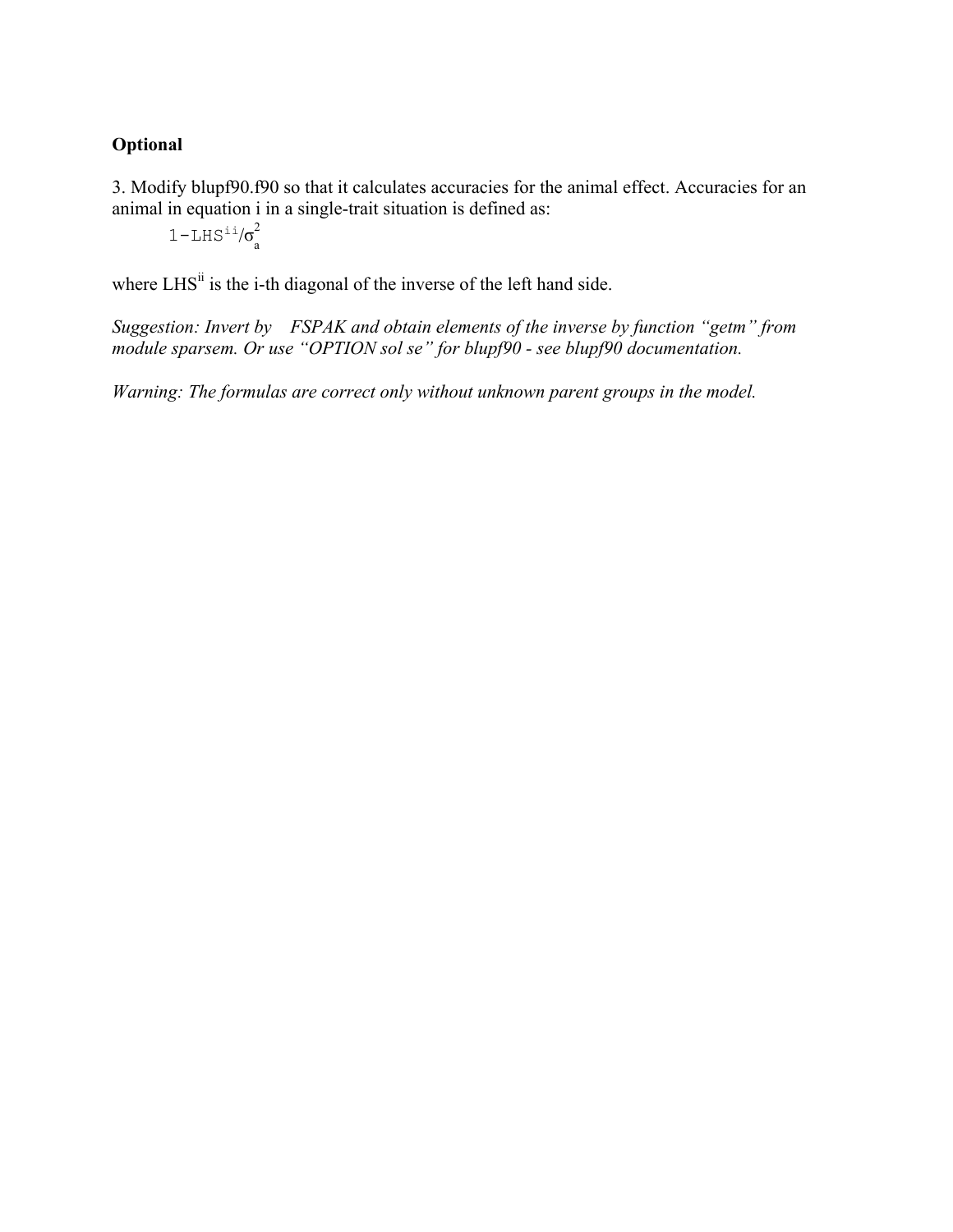**Optional**

3. Modify blupf90.f90 so that it calculates accuracies for the animal effect. Accuracies for an animal in equation i in a single-trait situation is defined as:

$$1 - LHS^{ii}/\sigma_a^2$$

where $LHS^{ii}$ is the i-th diagonal of the inverse of the left hand side.

*Suggestion: Invert by FSPAK and obtain elements of the inverse by function "getm" from module sparsem. Or use "OPTION sol se" for blupf90 - see blupf90 documentation.*

*Warning: The formulas are correct only without unknown parent groups in the model.*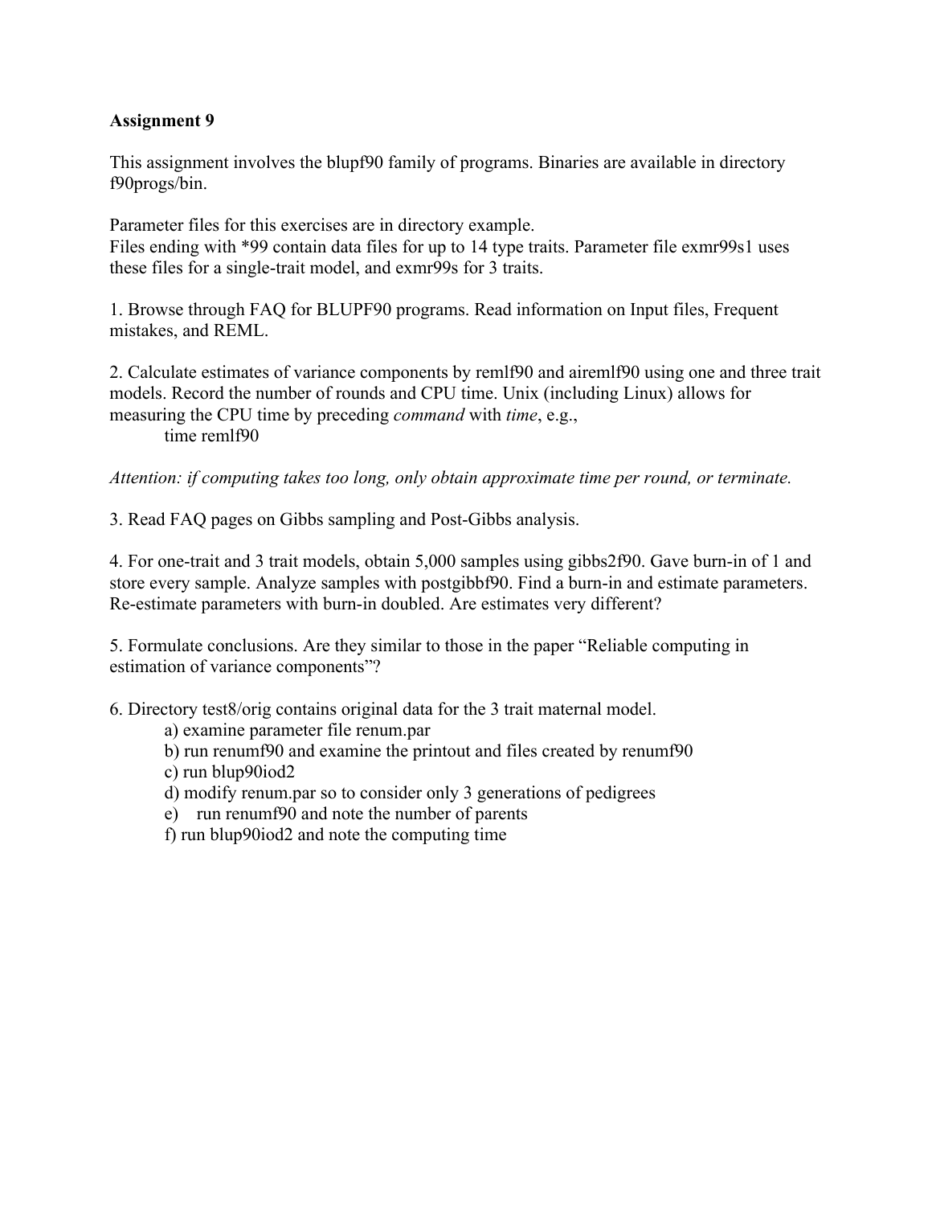**Assignment 9**

This assignment involves the blupf90 family of programs. Binaries are available in directory f90progs/bin.

Parameter files for this exercises are in directory example.
Files ending with *99 contain data files for up to 14 type traits. Parameter file exmr99s1 uses these files for a single-trait model, and exmr99s for 3 traits.

1. Browse through FAQ for BLUPF90 programs. Read information on Input files, Frequent mistakes, and REML.

2. Calculate estimates of variance components by remlf90 and airemlf90 using one and three trait models. Record the number of rounds and CPU time. Unix (including Linux) allows for measuring the CPU time by preceding *command* with *time*, e.g.,

    time remlf90

*Attention: if computing takes too long, only obtain approximate time per round, or terminate.*

3. Read FAQ pages on Gibbs sampling and Post-Gibbs analysis.

4. For one-trait and 3 trait models, obtain 5,000 samples using gibbs2f90. Gave burn-in of 1 and store every sample. Analyze samples with postgibbf90. Find a burn-in and estimate parameters. Re-estimate parameters with burn-in doubled. Are estimates very different?

5. Formulate conclusions. Are they similar to those in the paper "Reliable computing in estimation of variance components"?

6. Directory test8/orig contains original data for the 3 trait maternal model.
   - a) examine parameter file renum.par
   - b) run renumf90 and examine the printout and files created by renumf90
   - c) run blup90iod2
   - d) modify renum.par so to consider only 3 generations of pedigrees
   - e) run renumf90 and note the number of parents
   - f) run blup90iod2 and note the computing time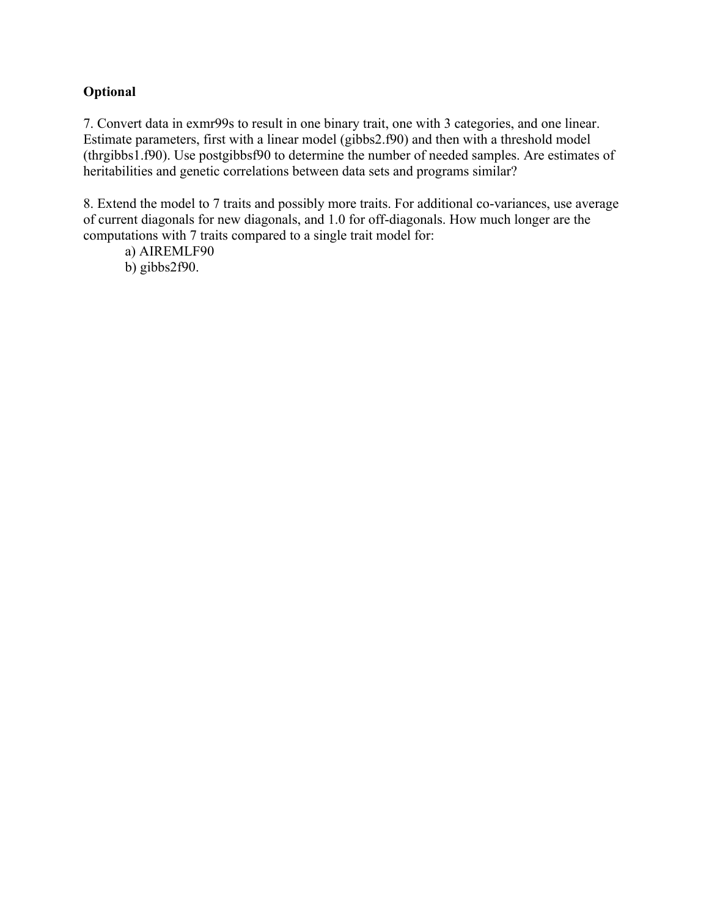**Optional**

7. Convert data in exmr99s to result in one binary trait, one with 3 categories, and one linear. Estimate parameters, first with a linear model (gibbs2.f90) and then with a threshold model (thrgibbs1.f90). Use postgibbsf90 to determine the number of needed samples. Are estimates of heritabilities and genetic correlations between data sets and programs similar?

8. Extend the model to 7 traits and possibly more traits. For additional co-variances, use average of current diagonals for new diagonals, and 1.0 for off-diagonals. How much longer are the computations with 7 traits compared to a single trait model for:

   a) AIREMLF90
   
   b) gibbs2f90.